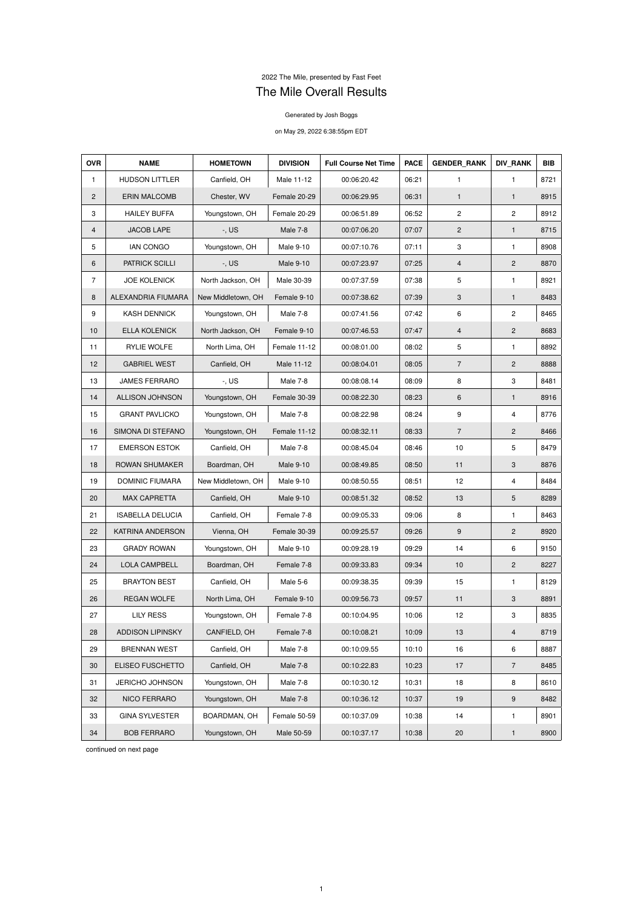2022 The Mile, presented by Fast Feet

# The Mile Overall Results

Generated by Josh Boggs

on May 29, 2022 6:38:55pm EDT

| OVR | NAME | HOMETOWN | DIVISION | Full Course Net Time | PACE | GENDER_RANK | DIV_RANK | BIB |
|---|---|---|---|---|---|---|---|---|
| 1 | HUDSON LITTLER | Canfield, OH | Male 11-12 | 00:06:20.42 | 06:21 | 1 | 1 | 8721 |
| 2 | ERIN MALCOMB | Chester, WV | Female 20-29 | 00:06:29.95 | 06:31 | 1 | 1 | 8915 |
| 3 | HAILEY BUFFA | Youngstown, OH | Female 20-29 | 00:06:51.89 | 06:52 | 2 | 2 | 8912 |
| 4 | JACOB LAPE | -, US | Male 7-8 | 00:07:06.20 | 07:07 | 2 | 1 | 8715 |
| 5 | IAN CONGO | Youngstown, OH | Male 9-10 | 00:07:10.76 | 07:11 | 3 | 1 | 8908 |
| 6 | PATRICK SCILLI | -, US | Male 9-10 | 00:07:23.97 | 07:25 | 4 | 2 | 8870 |
| 7 | JOE KOLENICK | North Jackson, OH | Male 30-39 | 00:07:37.59 | 07:38 | 5 | 1 | 8921 |
| 8 | ALEXANDRIA FIUMARA | New Middletown, OH | Female 9-10 | 00:07:38.62 | 07:39 | 3 | 1 | 8483 |
| 9 | KASH DENNICK | Youngstown, OH | Male 7-8 | 00:07:41.56 | 07:42 | 6 | 2 | 8465 |
| 10 | ELLA KOLENICK | North Jackson, OH | Female 9-10 | 00:07:46.53 | 07:47 | 4 | 2 | 8683 |
| 11 | RYLIE WOLFE | North Lima, OH | Female 11-12 | 00:08:01.00 | 08:02 | 5 | 1 | 8892 |
| 12 | GABRIEL WEST | Canfield, OH | Male 11-12 | 00:08:04.01 | 08:05 | 7 | 2 | 8888 |
| 13 | JAMES FERRARO | -, US | Male 7-8 | 00:08:08.14 | 08:09 | 8 | 3 | 8481 |
| 14 | ALLISON JOHNSON | Youngstown, OH | Female 30-39 | 00:08:22.30 | 08:23 | 6 | 1 | 8916 |
| 15 | GRANT PAVLICKO | Youngstown, OH | Male 7-8 | 00:08:22.98 | 08:24 | 9 | 4 | 8776 |
| 16 | SIMONA DI STEFANO | Youngstown, OH | Female 11-12 | 00:08:32.11 | 08:33 | 7 | 2 | 8466 |
| 17 | EMERSON ESTOK | Canfield, OH | Male 7-8 | 00:08:45.04 | 08:46 | 10 | 5 | 8479 |
| 18 | ROWAN SHUMAKER | Boardman, OH | Male 9-10 | 00:08:49.85 | 08:50 | 11 | 3 | 8876 |
| 19 | DOMINIC FIUMARA | New Middletown, OH | Male 9-10 | 00:08:50.55 | 08:51 | 12 | 4 | 8484 |
| 20 | MAX CAPRETTA | Canfield, OH | Male 9-10 | 00:08:51.32 | 08:52 | 13 | 5 | 8289 |
| 21 | ISABELLA DELUCIA | Canfield, OH | Female 7-8 | 00:09:05.33 | 09:06 | 8 | 1 | 8463 |
| 22 | KATRINA ANDERSON | Vienna, OH | Female 30-39 | 00:09:25.57 | 09:26 | 9 | 2 | 8920 |
| 23 | GRADY ROWAN | Youngstown, OH | Male 9-10 | 00:09:28.19 | 09:29 | 14 | 6 | 9150 |
| 24 | LOLA CAMPBELL | Boardman, OH | Female 7-8 | 00:09:33.83 | 09:34 | 10 | 2 | 8227 |
| 25 | BRAYTON BEST | Canfield, OH | Male 5-6 | 00:09:38.35 | 09:39 | 15 | 1 | 8129 |
| 26 | REGAN WOLFE | North Lima, OH | Female 9-10 | 00:09:56.73 | 09:57 | 11 | 3 | 8891 |
| 27 | LILY RESS | Youngstown, OH | Female 7-8 | 00:10:04.95 | 10:06 | 12 | 3 | 8835 |
| 28 | ADDISON LIPINSKY | CANFIELD, OH | Female 7-8 | 00:10:08.21 | 10:09 | 13 | 4 | 8719 |
| 29 | BRENNAN WEST | Canfield, OH | Male 7-8 | 00:10:09.55 | 10:10 | 16 | 6 | 8887 |
| 30 | ELISEO FUSCHETTO | Canfield, OH | Male 7-8 | 00:10:22.83 | 10:23 | 17 | 7 | 8485 |
| 31 | JERICHO JOHNSON | Youngstown, OH | Male 7-8 | 00:10:30.12 | 10:31 | 18 | 8 | 8610 |
| 32 | NICO FERRARO | Youngstown, OH | Male 7-8 | 00:10:36.12 | 10:37 | 19 | 9 | 8482 |
| 33 | GINA SYLVESTER | BOARDMAN, OH | Female 50-59 | 00:10:37.09 | 10:38 | 14 | 1 | 8901 |
| 34 | BOB FERRARO | Youngstown, OH | Male 50-59 | 00:10:37.17 | 10:38 | 20 | 1 | 8900 |

continued on next page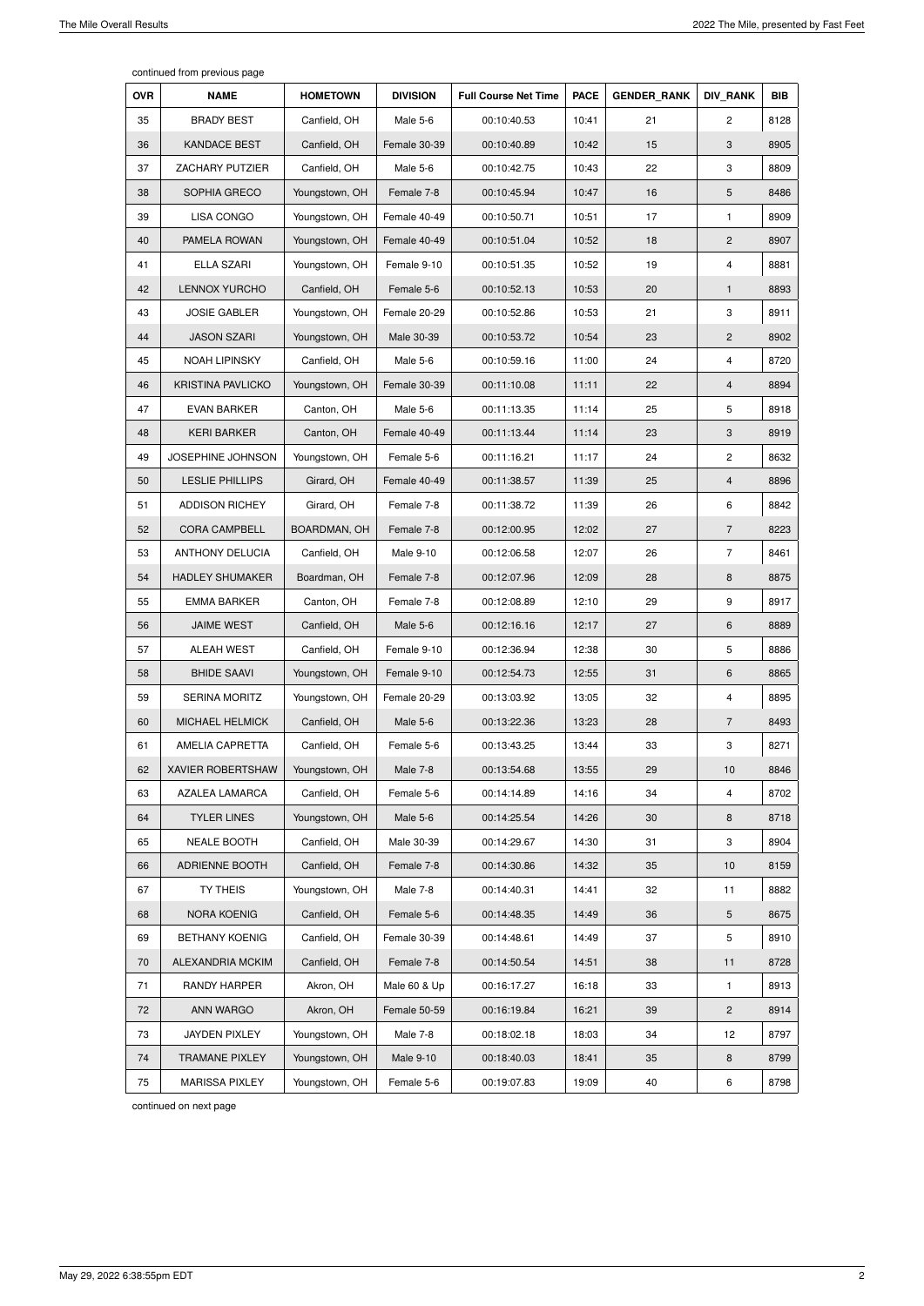continued from previous page

| OVR | NAME | HOMETOWN | DIVISION | Full Course Net Time | PACE | GENDER_RANK | DIV_RANK | BIB |
|---|---|---|---|---|---|---|---|---|
| 35 | BRADY BEST | Canfield, OH | Male 5-6 | 00:10:40.53 | 10:41 | 21 | 2 | 8128 |
| 36 | KANDACE BEST | Canfield, OH | Female 30-39 | 00:10:40.89 | 10:42 | 15 | 3 | 8905 |
| 37 | ZACHARY PUTZIER | Canfield, OH | Male 5-6 | 00:10:42.75 | 10:43 | 22 | 3 | 8809 |
| 38 | SOPHIA GRECO | Youngstown, OH | Female 7-8 | 00:10:45.94 | 10:47 | 16 | 5 | 8486 |
| 39 | LISA CONGO | Youngstown, OH | Female 40-49 | 00:10:50.71 | 10:51 | 17 | 1 | 8909 |
| 40 | PAMELA ROWAN | Youngstown, OH | Female 40-49 | 00:10:51.04 | 10:52 | 18 | 2 | 8907 |
| 41 | ELLA SZARI | Youngstown, OH | Female 9-10 | 00:10:51.35 | 10:52 | 19 | 4 | 8881 |
| 42 | LENNOX YURCHO | Canfield, OH | Female 5-6 | 00:10:52.13 | 10:53 | 20 | 1 | 8893 |
| 43 | JOSIE GABLER | Youngstown, OH | Female 20-29 | 00:10:52.86 | 10:53 | 21 | 3 | 8911 |
| 44 | JASON SZARI | Youngstown, OH | Male 30-39 | 00:10:53.72 | 10:54 | 23 | 2 | 8902 |
| 45 | NOAH LIPINSKY | Canfield, OH | Male 5-6 | 00:10:59.16 | 11:00 | 24 | 4 | 8720 |
| 46 | KRISTINA PAVLICKO | Youngstown, OH | Female 30-39 | 00:11:10.08 | 11:11 | 22 | 4 | 8894 |
| 47 | EVAN BARKER | Canton, OH | Male 5-6 | 00:11:13.35 | 11:14 | 25 | 5 | 8918 |
| 48 | KERI BARKER | Canton, OH | Female 40-49 | 00:11:13.44 | 11:14 | 23 | 3 | 8919 |
| 49 | JOSEPHINE JOHNSON | Youngstown, OH | Female 5-6 | 00:11:16.21 | 11:17 | 24 | 2 | 8632 |
| 50 | LESLIE PHILLIPS | Girard, OH | Female 40-49 | 00:11:38.57 | 11:39 | 25 | 4 | 8896 |
| 51 | ADDISON RICHEY | Girard, OH | Female 7-8 | 00:11:38.72 | 11:39 | 26 | 6 | 8842 |
| 52 | CORA CAMPBELL | BOARDMAN, OH | Female 7-8 | 00:12:00.95 | 12:02 | 27 | 7 | 8223 |
| 53 | ANTHONY DELUCIA | Canfield, OH | Male 9-10 | 00:12:06.58 | 12:07 | 26 | 7 | 8461 |
| 54 | HADLEY SHUMAKER | Boardman, OH | Female 7-8 | 00:12:07.96 | 12:09 | 28 | 8 | 8875 |
| 55 | EMMA BARKER | Canton, OH | Female 7-8 | 00:12:08.89 | 12:10 | 29 | 9 | 8917 |
| 56 | JAIME WEST | Canfield, OH | Male 5-6 | 00:12:16.16 | 12:17 | 27 | 6 | 8889 |
| 57 | ALEAH WEST | Canfield, OH | Female 9-10 | 00:12:36.94 | 12:38 | 30 | 5 | 8886 |
| 58 | BHIDE SAAVI | Youngstown, OH | Female 9-10 | 00:12:54.73 | 12:55 | 31 | 6 | 8865 |
| 59 | SERINA MORITZ | Youngstown, OH | Female 20-29 | 00:13:03.92 | 13:05 | 32 | 4 | 8895 |
| 60 | MICHAEL HELMICK | Canfield, OH | Male 5-6 | 00:13:22.36 | 13:23 | 28 | 7 | 8493 |
| 61 | AMELIA CAPRETTA | Canfield, OH | Female 5-6 | 00:13:43.25 | 13:44 | 33 | 3 | 8271 |
| 62 | XAVIER ROBERTSHAW | Youngstown, OH | Male 7-8 | 00:13:54.68 | 13:55 | 29 | 10 | 8846 |
| 63 | AZALEA LAMARCA | Canfield, OH | Female 5-6 | 00:14:14.89 | 14:16 | 34 | 4 | 8702 |
| 64 | TYLER LINES | Youngstown, OH | Male 5-6 | 00:14:25.54 | 14:26 | 30 | 8 | 8718 |
| 65 | NEALE BOOTH | Canfield, OH | Male 30-39 | 00:14:29.67 | 14:30 | 31 | 3 | 8904 |
| 66 | ADRIENNE BOOTH | Canfield, OH | Female 7-8 | 00:14:30.86 | 14:32 | 35 | 10 | 8159 |
| 67 | TY THEIS | Youngstown, OH | Male 7-8 | 00:14:40.31 | 14:41 | 32 | 11 | 8882 |
| 68 | NORA KOENIG | Canfield, OH | Female 5-6 | 00:14:48.35 | 14:49 | 36 | 5 | 8675 |
| 69 | BETHANY KOENIG | Canfield, OH | Female 30-39 | 00:14:48.61 | 14:49 | 37 | 5 | 8910 |
| 70 | ALEXANDRIA MCKIM | Canfield, OH | Female 7-8 | 00:14:50.54 | 14:51 | 38 | 11 | 8728 |
| 71 | RANDY HARPER | Akron, OH | Male 60 & Up | 00:16:17.27 | 16:18 | 33 | 1 | 8913 |
| 72 | ANN WARGO | Akron, OH | Female 50-59 | 00:16:19.84 | 16:21 | 39 | 2 | 8914 |
| 73 | JAYDEN PIXLEY | Youngstown, OH | Male 7-8 | 00:18:02.18 | 18:03 | 34 | 12 | 8797 |
| 74 | TRAMANE PIXLEY | Youngstown, OH | Male 9-10 | 00:18:40.03 | 18:41 | 35 | 8 | 8799 |
| 75 | MARISSA PIXLEY | Youngstown, OH | Female 5-6 | 00:19:07.83 | 19:09 | 40 | 6 | 8798 |

continued on next page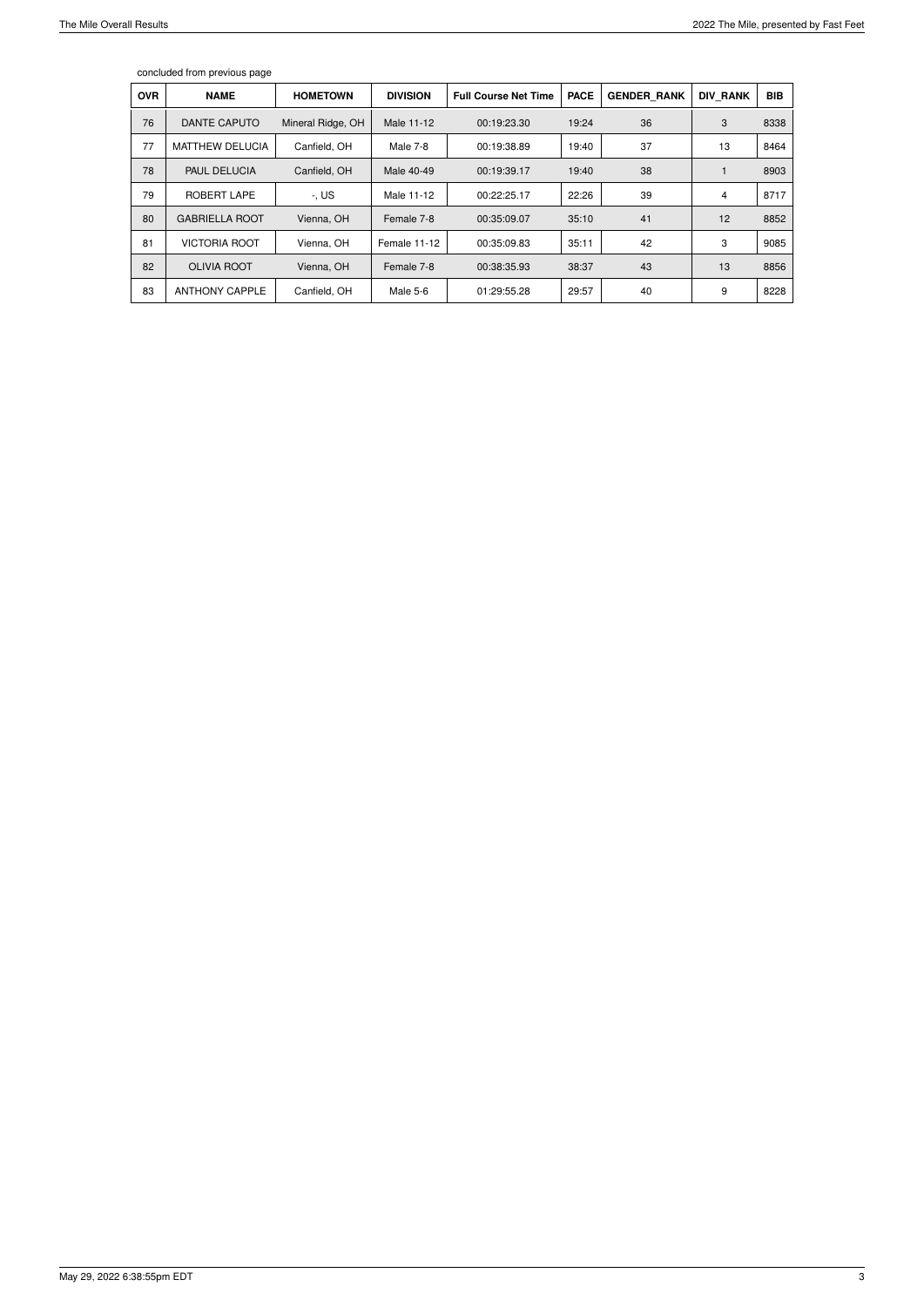concluded from previous page

| OVR | NAME | HOMETOWN | DIVISION | Full Course Net Time | PACE | GENDER_RANK | DIV_RANK | BIB |
|---|---|---|---|---|---|---|---|---|
| 76 | DANTE CAPUTO | Mineral Ridge, OH | Male 11-12 | 00:19:23.30 | 19:24 | 36 | 3 | 8338 |
| 77 | MATTHEW DELUCIA | Canfield, OH | Male 7-8 | 00:19:38.89 | 19:40 | 37 | 13 | 8464 |
| 78 | PAUL DELUCIA | Canfield, OH | Male 40-49 | 00:19:39.17 | 19:40 | 38 | 1 | 8903 |
| 79 | ROBERT LAPE | -, US | Male 11-12 | 00:22:25.17 | 22:26 | 39 | 4 | 8717 |
| 80 | GABRIELLA ROOT | Vienna, OH | Female 7-8 | 00:35:09.07 | 35:10 | 41 | 12 | 8852 |
| 81 | VICTORIA ROOT | Vienna, OH | Female 11-12 | 00:35:09.83 | 35:11 | 42 | 3 | 9085 |
| 82 | OLIVIA ROOT | Vienna, OH | Female 7-8 | 00:38:35.93 | 38:37 | 43 | 13 | 8856 |
| 83 | ANTHONY CAPPLE | Canfield, OH | Male 5-6 | 01:29:55.28 | 29:57 | 40 | 9 | 8228 |